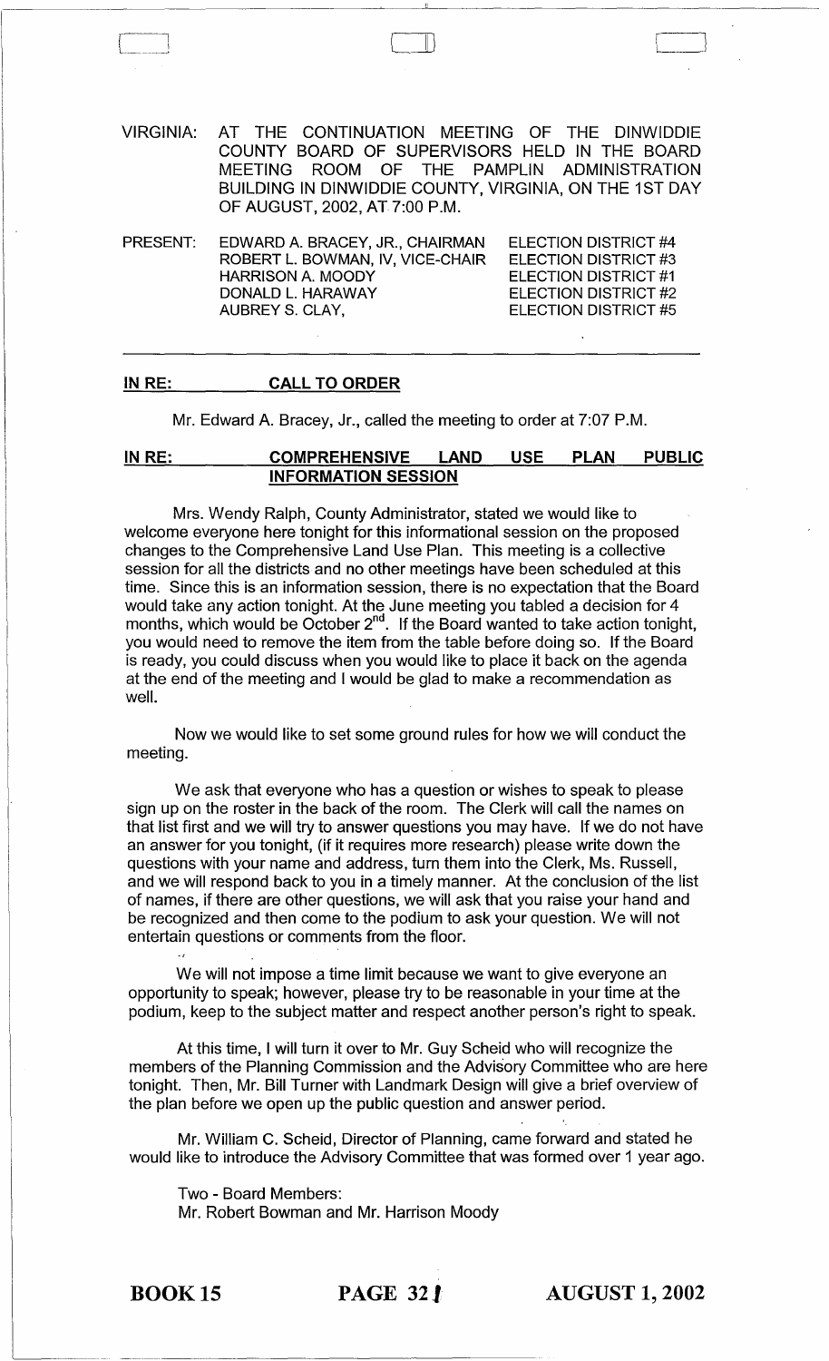VIRGINIA: AT THE CONTINUATION MEETING OF THE DINWIDDIE COUNTY BOARD OF SUPERVISORS HELD IN THE BOARD MEETING ROOM OF THE PAMPLIN ADMINISTRATION BUILDING IN DINWIDDIE COUNTY, VIRGINIA, ON THE 1ST DAY OF AUGUST, 2002, AT 7:00 P.M.

| PRESENT: | | |
|---|---|---|
| | EDWARD A. BRACEY, JR., CHAIRMAN | ELECTION DISTRICT #4 |
| | ROBERT L. BOWMAN, IV, VICE-CHAIR | ELECTION DISTRICT #3 |
| | HARRISON A. MOODY | ELECTION DISTRICT #1 |
| | DONALD L. HARAWAY | ELECTION DISTRICT #2 |
| | AUBREY S. CLAY, | ELECTION DISTRICT #5 |

---

**IN RE: CALL TO ORDER**

Mr. Edward A. Bracey, Jr., called the meeting to order at 7:07 P.M.

**IN RE: COMPREHENSIVE LAND USE PLAN PUBLIC INFORMATION SESSION**

Mrs. Wendy Ralph, County Administrator, stated we would like to welcome everyone here tonight for this informational session on the proposed changes to the Comprehensive Land Use Plan. This meeting is a collective session for all the districts and no other meetings have been scheduled at this time. Since this is an information session, there is no expectation that the Board would take any action tonight. At the June meeting you tabled a decision for 4 months, which would be October 2nd. If the Board wanted to take action tonight, you would need to remove the item from the table before doing so. If the Board is ready, you could discuss when you would like to place it back on the agenda at the end of the meeting and I would be glad to make a recommendation as well.

Now we would like to set some ground rules for how we will conduct the meeting.

We ask that everyone who has a question or wishes to speak to please sign up on the roster in the back of the room. The Clerk will call the names on that list first and we will try to answer questions you may have. If we do not have an answer for you tonight, (if it requires more research) please write down the questions with your name and address, turn them into the Clerk, Ms. Russell, and we will respond back to you in a timely manner. At the conclusion of the list of names, if there are other questions, we will ask that you raise your hand and be recognized and then come to the podium to ask your question. We will not entertain questions or comments from the floor.

We will not impose a time limit because we want to give everyone an opportunity to speak; however, please try to be reasonable in your time at the podium, keep to the subject matter and respect another person's right to speak.

At this time, I will turn it over to Mr. Guy Scheid who will recognize the members of the Planning Commission and the Advisory Committee who are here tonight. Then, Mr. Bill Turner with Landmark Design will give a brief overview of the plan before we open up the public question and answer period.

Mr. William C. Scheid, Director of Planning, came forward and stated he would like to introduce the Advisory Committee that was formed over 1 year ago.

Two - Board Members:
Mr. Robert Bowman and Mr. Harrison Moody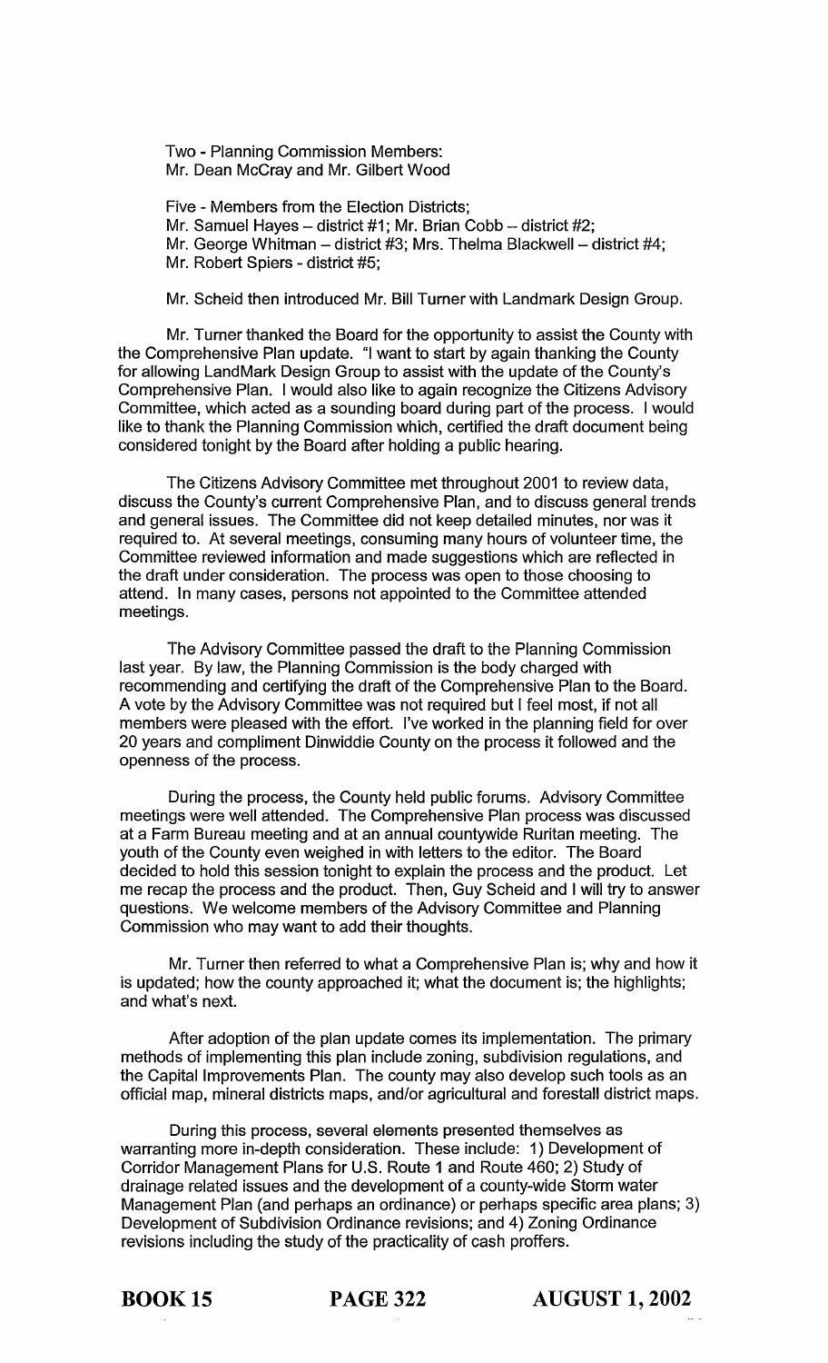Two - Planning Commission Members:
Mr. Dean McCray and Mr. Gilbert Wood

Five - Members from the Election Districts;
Mr. Samuel Hayes – district #1; Mr. Brian Cobb – district #2;
Mr. George Whitman – district #3; Mrs. Thelma Blackwell – district #4;
Mr. Robert Spiers - district #5;

Mr. Scheid then introduced Mr. Bill Turner with Landmark Design Group.

Mr. Turner thanked the Board for the opportunity to assist the County with the Comprehensive Plan update. "I want to start by again thanking the County for allowing LandMark Design Group to assist with the update of the County's Comprehensive Plan. I would also like to again recognize the Citizens Advisory Committee, which acted as a sounding board during part of the process. I would like to thank the Planning Commission which, certified the draft document being considered tonight by the Board after holding a public hearing.

The Citizens Advisory Committee met throughout 2001 to review data, discuss the County's current Comprehensive Plan, and to discuss general trends and general issues. The Committee did not keep detailed minutes, nor was it required to. At several meetings, consuming many hours of volunteer time, the Committee reviewed information and made suggestions which are reflected in the draft under consideration. The process was open to those choosing to attend. In many cases, persons not appointed to the Committee attended meetings.

The Advisory Committee passed the draft to the Planning Commission last year. By law, the Planning Commission is the body charged with recommending and certifying the draft of the Comprehensive Plan to the Board. A vote by the Advisory Committee was not required but I feel most, if not all members were pleased with the effort. I've worked in the planning field for over 20 years and compliment Dinwiddie County on the process it followed and the openness of the process.

During the process, the County held public forums. Advisory Committee meetings were well attended. The Comprehensive Plan process was discussed at a Farm Bureau meeting and at an annual countywide Ruritan meeting. The youth of the County even weighed in with letters to the editor. The Board decided to hold this session tonight to explain the process and the product. Let me recap the process and the product. Then, Guy Scheid and I will try to answer questions. We welcome members of the Advisory Committee and Planning Commission who may want to add their thoughts.

Mr. Turner then referred to what a Comprehensive Plan is; why and how it is updated; how the county approached it; what the document is; the highlights; and what's next.

After adoption of the plan update comes its implementation. The primary methods of implementing this plan include zoning, subdivision regulations, and the Capital Improvements Plan. The county may also develop such tools as an official map, mineral districts maps, and/or agricultural and forestall district maps.

During this process, several elements presented themselves as warranting more in-depth consideration. These include: 1) Development of Corridor Management Plans for U.S. Route 1 and Route 460; 2) Study of drainage related issues and the development of a county-wide Storm water Management Plan (and perhaps an ordinance) or perhaps specific area plans; 3) Development of Subdivision Ordinance revisions; and 4) Zoning Ordinance revisions including the study of the practicality of cash proffers.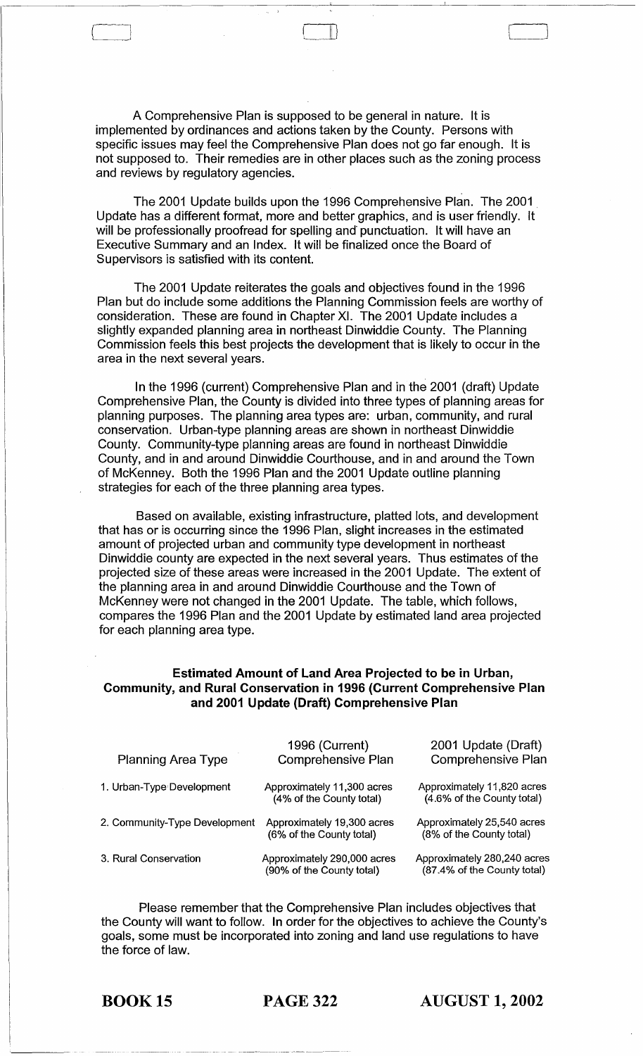A Comprehensive Plan is supposed to be general in nature. It is implemented by ordinances and actions taken by the County. Persons with specific issues may feel the Comprehensive Plan does not go far enough. It is not supposed to. Their remedies are in other places such as the zoning process and reviews by regulatory agencies.

The 2001 Update builds upon the 1996 Comprehensive Plan. The 2001 Update has a different format, more and better graphics, and is user friendly. It will be professionally proofread for spelling and punctuation. It will have an Executive Summary and an Index. It will be finalized once the Board of Supervisors is satisfied with its content.

The 2001 Update reiterates the goals and objectives found in the 1996 Plan but do include some additions the Planning Commission feels are worthy of consideration. These are found in Chapter XI. The 2001 Update includes a slightly expanded planning area in northeast Dinwiddie County. The Planning Commission feels this best projects the development that is likely to occur in the area in the next several years.

In the 1996 (current) Comprehensive Plan and in the 2001 (draft) Update Comprehensive Plan, the County is divided into three types of planning areas for planning purposes. The planning area types are: urban, community, and rural conservation. Urban-type planning areas are shown in northeast Dinwiddie County. Community-type planning areas are found in northeast Dinwiddie County, and in and around Dinwiddie Courthouse, and in and around the Town of McKenney. Both the 1996 Plan and the 2001 Update outline planning strategies for each of the three planning area types.

Based on available, existing infrastructure, platted lots, and development that has or is occurring since the 1996 Plan, slight increases in the estimated amount of projected urban and community type development in northeast Dinwiddie county are expected in the next several years. Thus estimates of the projected size of these areas were increased in the 2001 Update. The extent of the planning area in and around Dinwiddie Courthouse and the Town of McKenney were not changed in the 2001 Update. The table, which follows, compares the 1996 Plan and the 2001 Update by estimated land area projected for each planning area type.

**Estimated Amount of Land Area Projected to be in Urban, Community, and Rural Conservation in 1996 (Current Comprehensive Plan and 2001 Update (Draft) Comprehensive Plan**

| Planning Area Type | 1996 (Current) Comprehensive Plan | 2001 Update (Draft) Comprehensive Plan |
|---|---|---|
| 1. Urban-Type Development | Approximately 11,300 acres (4% of the County total) | Approximately 11,820 acres (4.6% of the County total) |
| 2. Community-Type Development | Approximately 19,300 acres (6% of the County total) | Approximately 25,540 acres (8% of the County total) |
| 3. Rural Conservation | Approximately 290,000 acres (90% of the County total) | Approximately 280,240 acres (87.4% of the County total) |

Please remember that the Comprehensive Plan includes objectives that the County will want to follow. In order for the objectives to achieve the County's goals, some must be incorporated into zoning and land use regulations to have the force of law.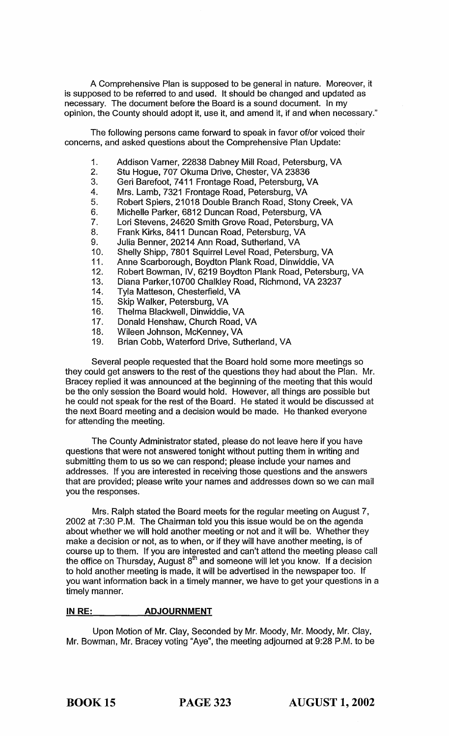A Comprehensive Plan is supposed to be general in nature. Moreover, it is supposed to be referred to and used. It should be changed and updated as necessary. The document before the Board is a sound document. In my opinion, the County should adopt it, use it, and amend it, if and when necessary."

The following persons came forward to speak in favor of/or voiced their concerns, and asked questions about the Comprehensive Plan Update:

1. Addison Varner, 22838 Dabney Mill Road, Petersburg, VA
2. Stu Hogue, 707 Okuma Drive, Chester, VA 23836
3. Geri Barefoot, 7411 Frontage Road, Petersburg, VA
4. Mrs. Lamb, 7321 Frontage Road, Petersburg, VA
5. Robert Spiers, 21018 Double Branch Road, Stony Creek, VA
6. Michelle Parker, 6812 Duncan Road, Petersburg, VA
7. Lori Stevens, 24620 Smith Grove Road, Petersburg, VA
8. Frank Kirks, 8411 Duncan Road, Petersburg, VA
9. Julia Benner, 20214 Ann Road, Sutherland, VA
10. Shelly Shipp, 7801 Squirrel Level Road, Petersburg, VA
11. Anne Scarborough, Boydton Plank Road, Dinwiddie, VA
12. Robert Bowman, IV, 6219 Boydton Plank Road, Petersburg, VA
13. Diana Parker, 10700 Chalkley Road, Richmond, VA 23237
14. Tyla Matteson, Chesterfield, VA
15. Skip Walker, Petersburg, VA
16. Thelma Blackwell, Dinwiddie, VA
17. Donald Henshaw, Church Road, VA
18. Wileen Johnson, McKenney, VA
19. Brian Cobb, Waterford Drive, Sutherland, VA

Several people requested that the Board hold some more meetings so they could get answers to the rest of the questions they had about the Plan. Mr. Bracey replied it was announced at the beginning of the meeting that this would be the only session the Board would hold. However, all things are possible but he could not speak for the rest of the Board. He stated it would be discussed at the next Board meeting and a decision would be made. He thanked everyone for attending the meeting.

The County Administrator stated, please do not leave here if you have questions that were not answered tonight without putting them in writing and submitting them to us so we can respond; please include your names and addresses. If you are interested in receiving those questions and the answers that are provided; please write your names and addresses down so we can mail you the responses.

Mrs. Ralph stated the Board meets for the regular meeting on August 7, 2002 at 7:30 P.M. The Chairman told you this issue would be on the agenda about whether we will hold another meeting or not and it will be. Whether they make a decision or not, as to when, or if they will have another meeting, is of course up to them. If you are interested and can't attend the meeting please call the office on Thursday, August 8th and someone will let you know. If a decision to hold another meeting is made, it will be advertised in the newspaper too. If you want information back in a timely manner, we have to get your questions in a timely manner.

**IN RE: ADJOURNMENT**

Upon Motion of Mr. Clay, Seconded by Mr. Moody, Mr. Moody, Mr. Clay, Mr. Bowman, Mr. Bracey voting "Aye", the meeting adjourned at 9:28 P.M. to be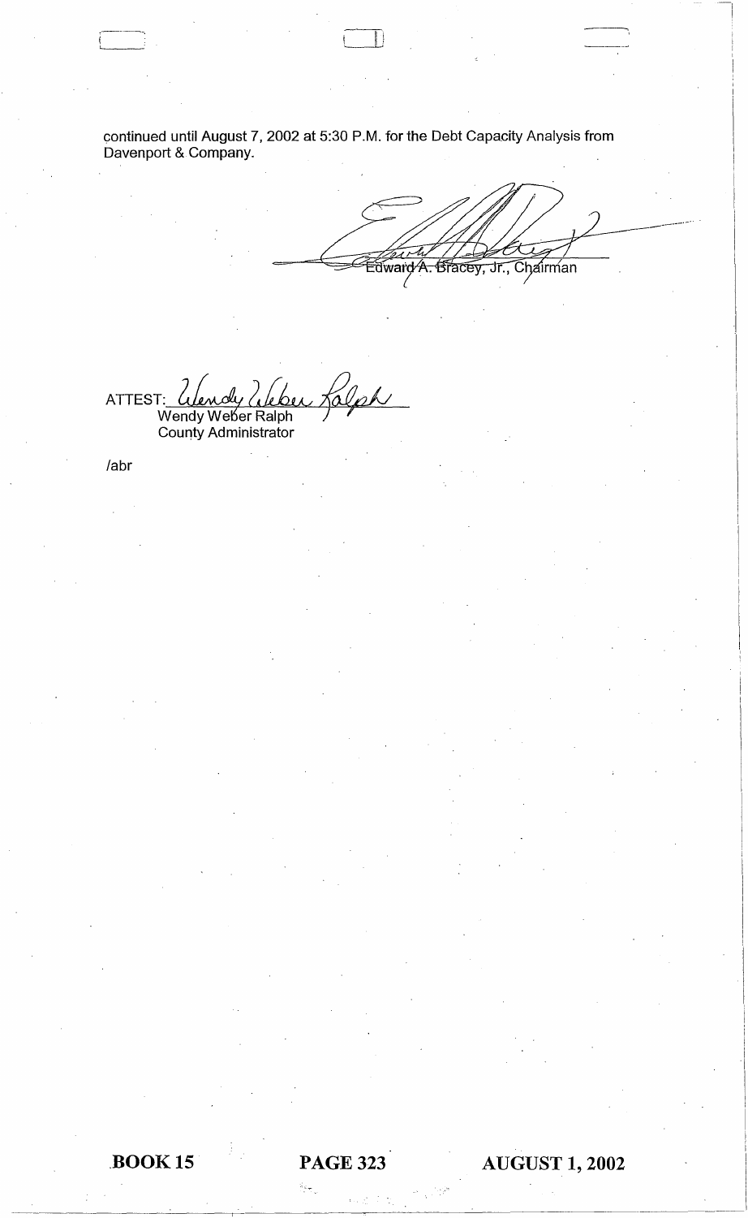continued until August 7, 2002 at 5:30 P.M. for the Debt Capacity Analysis from Davenport & Company.

Edward A. Bracey, Jr., Chairman

ATTEST: Wendy Weber Ralph
Wendy Weber Ralph
County Administrator

/abr